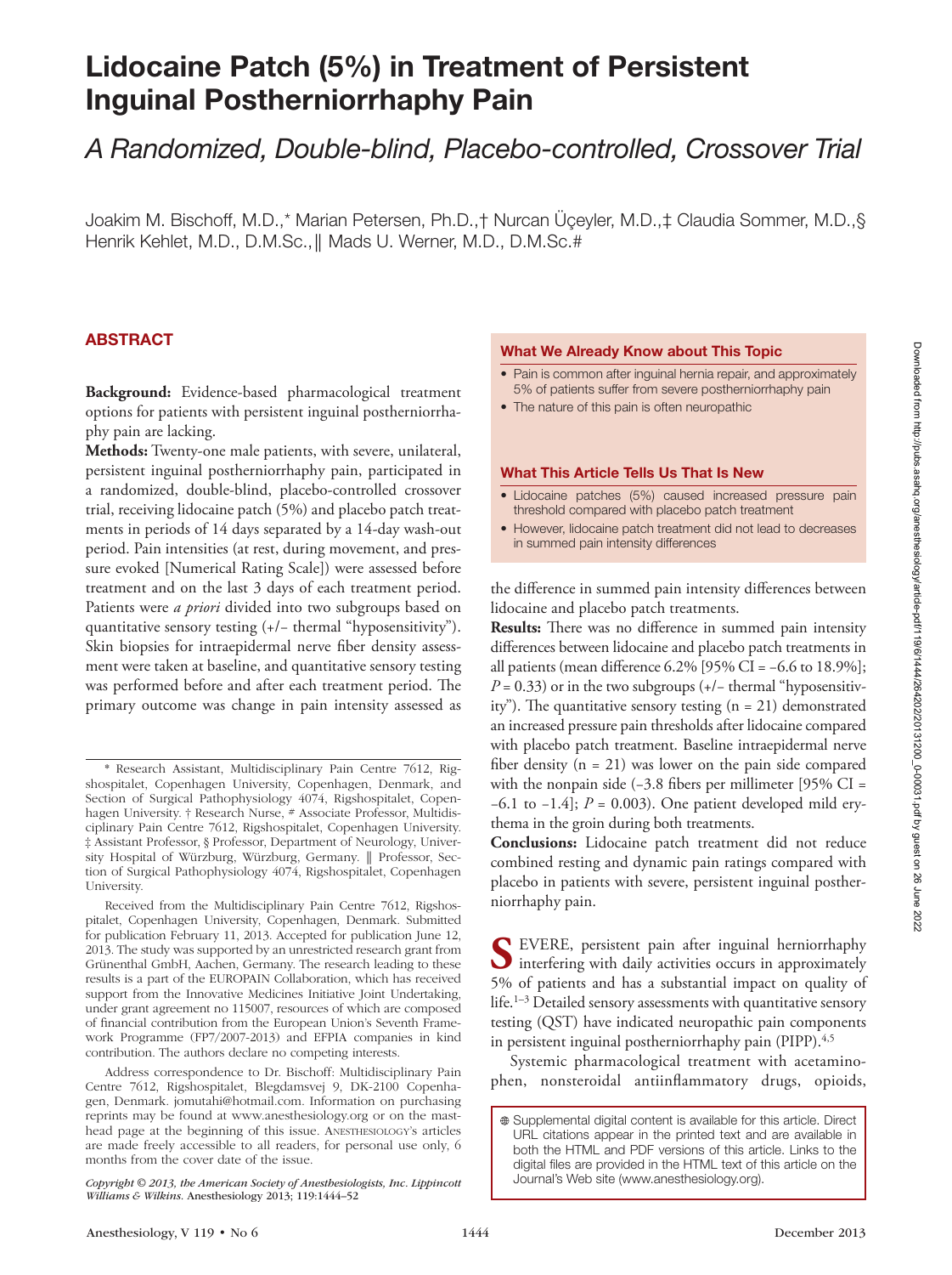# Lidocaine Patch (5%) in Treatment of Persistent Inguinal Postherniorrhaphy Pain

## *A Randomized, Double-blind, Placebo-controlled, Crossover Trial*

Joakim M. Bischoff, M.D.,* Marian Petersen, Ph.D.,† Nurcan Üçeyler, M.D.,‡ Claudia Sommer, M.D.,§ Henrik Kehlet, M.D., D.M.Sc.,‖ Mads U. Werner, M.D., D.M.Sc.#

## ABSTRACT

**Background:** Evidence-based pharmacological treatment options for patients with persistent inguinal postherniorrhaphy pain are lacking.

**Methods:** Twenty-one male patients, with severe, unilateral, persistent inguinal postherniorrhaphy pain, participated in a randomized, double-blind, placebo-controlled crossover trial, receiving lidocaine patch (5%) and placebo patch treatments in periods of 14 days separated by a 14-day wash-out period. Pain intensities (at rest, during movement, and pressure evoked [Numerical Rating Scale]) were assessed before treatment and on the last 3 days of each treatment period. Patients were *a priori* divided into two subgroups based on quantitative sensory testing (+/− thermal "hyposensitivity"). Skin biopsies for intraepidermal nerve fiber density assessment were taken at baseline, and quantitative sensory testing was performed before and after each treatment period. The primary outcome was change in pain intensity assessed as the difference in summed pain intensity differences between lidocaine and placebo patch treatments.

**Results:** There was no difference in summed pain intensity differences between lidocaine and placebo patch treatments in all patients (mean difference 6.2% [95% CI = −6.6 to 18.9%]; $P = 0.33$) or in the two subgroups (+/− thermal "hyposensitivity"). The quantitative sensory testing (n = 21) demonstrated an increased pressure pain thresholds after lidocaine compared with placebo patch treatment. Baseline intraepidermal nerve fiber density (n = 21) was lower on the pain side compared with the nonpain side (−3.8 fibers per millimeter [95% CI = −6.1 to −1.4]; $P = 0.003$). One patient developed mild erythema in the groin during both treatments.

**Conclusions:** Lidocaine patch treatment did not reduce combined resting and dynamic pain ratings compared with placebo in patients with severe, persistent inguinal postherniorrhaphy pain.

### What We Already Know about This Topic

- Pain is common after inguinal hernia repair, and approximately 5% of patients suffer from severe postherniorrhaphy pain
- The nature of this pain is often neuropathic

### What This Article Tells Us That Is New

- Lidocaine patches (5%) caused increased pressure pain threshold compared with placebo patch treatment
- However, lidocaine patch treatment did not lead to decreases in summed pain intensity differences

SEVERE, persistent pain after inguinal herniorrhaphy interfering with daily activities occurs in approximately 5% of patients and has a substantial impact on quality of life.[1–3] Detailed sensory assessments with quantitative sensory testing (QST) have indicated neuropathic pain components in persistent inguinal postherniorrhaphy pain (PIPP).[4,5]

Systemic pharmacological treatment with acetaminophen, nonsteroidal antiinflammatory drugs, opioids,

---

\* Research Assistant, Multidisciplinary Pain Centre 7612, Rigshospitalet, Copenhagen University, Copenhagen, Denmark, and Section of Surgical Pathophysiology 4074, Rigshospitalet, Copenhagen University. † Research Nurse, # Associate Professor, Multidisciplinary Pain Centre 7612, Rigshospitalet, Copenhagen University. ‡ Assistant Professor, § Professor, Department of Neurology, University Hospital of Würzburg, Würzburg, Germany. ‖ Professor, Section of Surgical Pathophysiology 4074, Rigshospitalet, Copenhagen University.

Received from the Multidisciplinary Pain Centre 7612, Rigshospitalet, Copenhagen University, Copenhagen, Denmark. Submitted for publication February 11, 2013. Accepted for publication June 12, 2013. The study was supported by an unrestricted research grant from Grünenthal GmbH, Aachen, Germany. The research leading to these results is a part of the EUROPAIN Collaboration, which has received support from the Innovative Medicines Initiative Joint Undertaking, under grant agreement no 115007, resources of which are composed of financial contribution from the European Union's Seventh Framework Programme (FP7/2007-2013) and EFPIA companies in kind contribution. The authors declare no competing interests.

Address correspondence to Dr. Bischoff: Multidisciplinary Pain Centre 7612, Rigshospitalet, Blegdamsvej 9, DK-2100 Copenhagen, Denmark. jomutahi@hotmail.com. Information on purchasing reprints may be found at www.anesthesiology.org or on the masthead page at the beginning of this issue. ANESTHESIOLOGY's articles are made freely accessible to all readers, for personal use only, 6 months from the cover date of the issue.

*Copyright © 2013, the American Society of Anesthesiologists, Inc. Lippincott Williams & Wilkins.* Anesthesiology 2013; 119:1444–52

Supplemental digital content is available for this article. Direct URL citations appear in the printed text and are available in both the HTML and PDF versions of this article. Links to the digital files are provided in the HTML text of this article on the Journal's Web site (www.anesthesiology.org).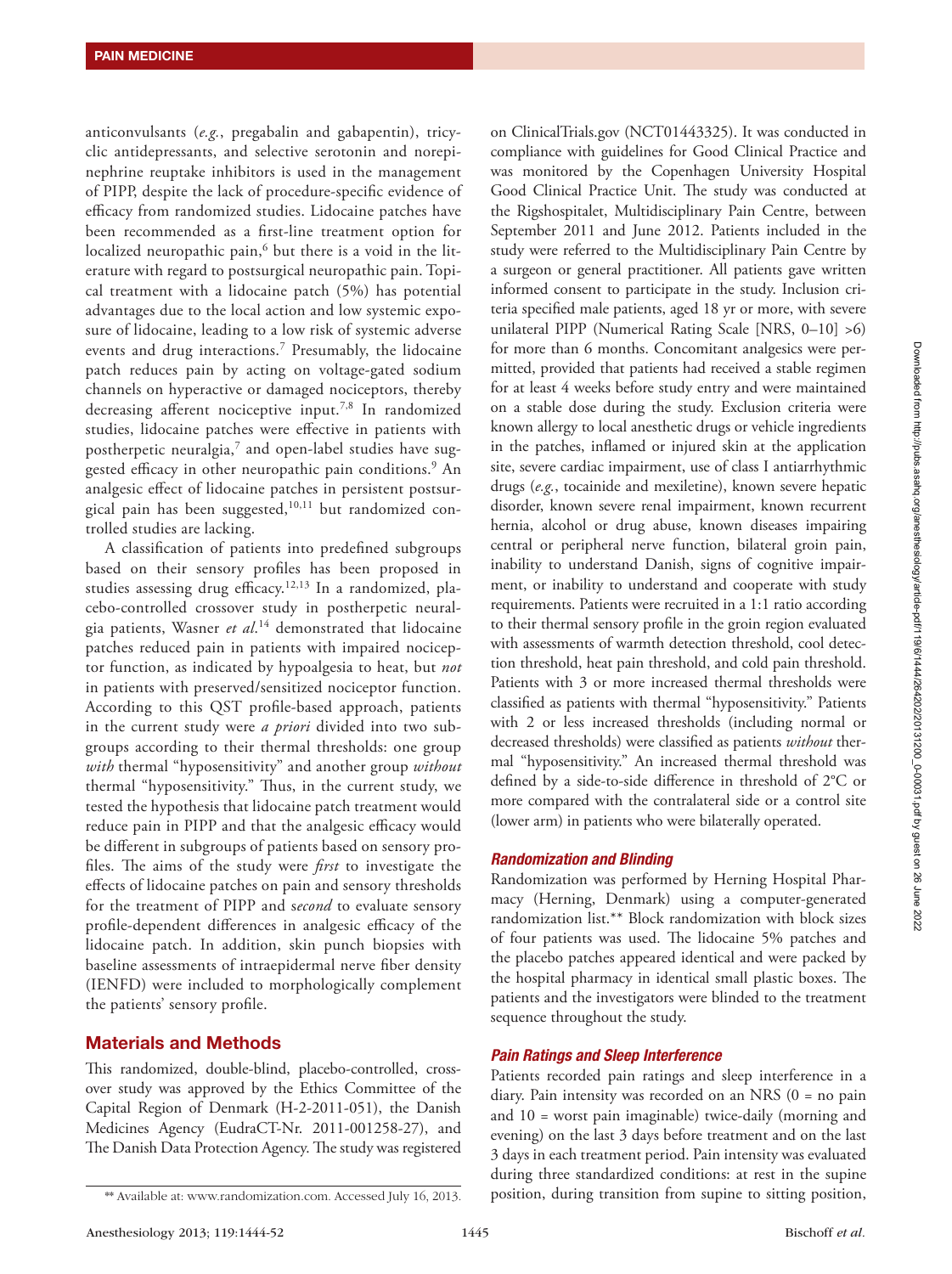anticonvulsants (*e.g.*, pregabalin and gabapentin), tricyclic antidepressants, and selective serotonin and norepinephrine reuptake inhibitors is used in the management of PIPP, despite the lack of procedure-specific evidence of efficacy from randomized studies. Lidocaine patches have been recommended as a first-line treatment option for localized neuropathic pain,[6] but there is a void in the literature with regard to postsurgical neuropathic pain. Topical treatment with a lidocaine patch (5%) has potential advantages due to the local action and low systemic exposure of lidocaine, leading to a low risk of systemic adverse events and drug interactions.[7] Presumably, the lidocaine patch reduces pain by acting on voltage-gated sodium channels on hyperactive or damaged nociceptors, thereby decreasing afferent nociceptive input.[7,8] In randomized studies, lidocaine patches were effective in patients with postherpetic neuralgia,[7] and open-label studies have suggested efficacy in other neuropathic pain conditions.[9] An analgesic effect of lidocaine patches in persistent postsurgical pain has been suggested,[10,11] but randomized controlled studies are lacking.

A classification of patients into predefined subgroups based on their sensory profiles has been proposed in studies assessing drug efficacy.[12,13] In a randomized, placebo-controlled crossover study in postherpetic neuralgia patients, Wasner *et al.*[14] demonstrated that lidocaine patches reduced pain in patients with impaired nociceptor function, as indicated by hypoalgesia to heat, but *not* in patients with preserved/sensitized nociceptor function. According to this QST profile-based approach, patients in the current study were *a priori* divided into two subgroups according to their thermal thresholds: one group *with* thermal "hyposensitivity" and another group *without* thermal "hyposensitivity." Thus, in the current study, we tested the hypothesis that lidocaine patch treatment would reduce pain in PIPP and that the analgesic efficacy would be different in subgroups of patients based on sensory profiles. The aims of the study were *first* to investigate the effects of lidocaine patches on pain and sensory thresholds for the treatment of PIPP and s*econd* to evaluate sensory profile-dependent differences in analgesic efficacy of the lidocaine patch. In addition, skin punch biopsies with baseline assessments of intraepidermal nerve fiber density (IENFD) were included to morphologically complement the patients' sensory profile.

## Materials and Methods

This randomized, double-blind, placebo-controlled, crossover study was approved by the Ethics Committee of the Capital Region of Denmark (H-2-2011-051), the Danish Medicines Agency (EudraCT-Nr. 2011-001258-27), and The Danish Data Protection Agency. The study was registered on ClinicalTrials.gov (NCT01443325). It was conducted in compliance with guidelines for Good Clinical Practice and was monitored by the Copenhagen University Hospital Good Clinical Practice Unit. The study was conducted at the Rigshospitalet, Multidisciplinary Pain Centre, between September 2011 and June 2012. Patients included in the study were referred to the Multidisciplinary Pain Centre by a surgeon or general practitioner. All patients gave written informed consent to participate in the study. Inclusion criteria specified male patients, aged 18 yr or more, with severe unilateral PIPP (Numerical Rating Scale [NRS, 0–10] >6) for more than 6 months. Concomitant analgesics were permitted, provided that patients had received a stable regimen for at least 4 weeks before study entry and were maintained on a stable dose during the study. Exclusion criteria were known allergy to local anesthetic drugs or vehicle ingredients in the patches, inflamed or injured skin at the application site, severe cardiac impairment, use of class I antiarrhythmic drugs (*e.g.*, tocainide and mexiletine), known severe hepatic disorder, known severe renal impairment, known recurrent hernia, alcohol or drug abuse, known diseases impairing central or peripheral nerve function, bilateral groin pain, inability to understand Danish, signs of cognitive impairment, or inability to understand and cooperate with study requirements. Patients were recruited in a 1:1 ratio according to their thermal sensory profile in the groin region evaluated with assessments of warmth detection threshold, cool detection threshold, heat pain threshold, and cold pain threshold. Patients with 3 or more increased thermal thresholds were classified as patients with thermal "hyposensitivity." Patients with 2 or less increased thresholds (including normal or decreased thresholds) were classified as patients *without* thermal "hyposensitivity." An increased thermal threshold was defined by a side-to-side difference in threshold of 2°C or more compared with the contralateral side or a control site (lower arm) in patients who were bilaterally operated.

### *Randomization and Blinding*

Randomization was performed by Herning Hospital Pharmacy (Herning, Denmark) using a computer-generated randomization list.** Block randomization with block sizes of four patients was used. The lidocaine 5% patches and the placebo patches appeared identical and were packed by the hospital pharmacy in identical small plastic boxes. The patients and the investigators were blinded to the treatment sequence throughout the study.

### *Pain Ratings and Sleep Interference*

Patients recorded pain ratings and sleep interference in a diary. Pain intensity was recorded on an NRS (0 = no pain and 10 = worst pain imaginable) twice-daily (morning and evening) on the last 3 days before treatment and on the last 3 days in each treatment period. Pain intensity was evaluated during three standardized conditions: at rest in the supine position, during transition from supine to sitting position,

** Available at: www.randomization.com. Accessed July 16, 2013.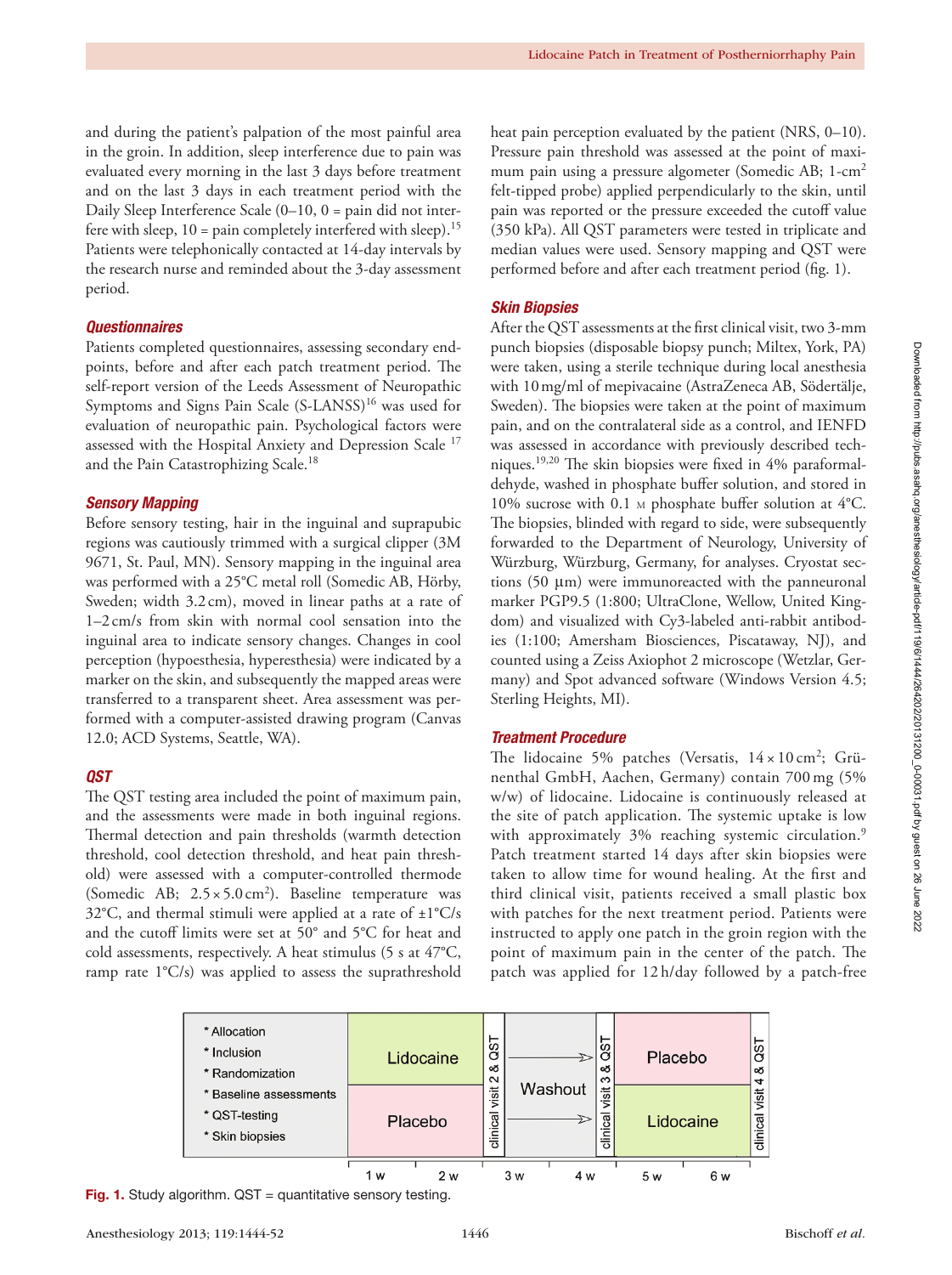and during the patient's palpation of the most painful area in the groin. In addition, sleep interference due to pain was evaluated every morning in the last 3 days before treatment and on the last 3 days in each treatment period with the Daily Sleep Interference Scale (0–10, 0 = pain did not interfere with sleep, 10 = pain completely interfered with sleep).[15] Patients were telephonically contacted at 14-day intervals by the research nurse and reminded about the 3-day assessment period.

### Questionnaires

Patients completed questionnaires, assessing secondary endpoints, before and after each patch treatment period. The self-report version of the Leeds Assessment of Neuropathic Symptoms and Signs Pain Scale (S-LANSS)[16] was used for evaluation of neuropathic pain. Psychological factors were assessed with the Hospital Anxiety and Depression Scale[17] and the Pain Catastrophizing Scale.[18]

### Sensory Mapping

Before sensory testing, hair in the inguinal and suprapubic regions was cautiously trimmed with a surgical clipper (3M 9671, St. Paul, MN). Sensory mapping in the inguinal area was performed with a 25°C metal roll (Somedic AB, Hörby, Sweden; width 3.2 cm), moved in linear paths at a rate of 1–2 cm/s from skin with normal cool sensation into the inguinal area to indicate sensory changes. Changes in cool perception (hypoesthesia, hyperesthesia) were indicated by a marker on the skin, and subsequently the mapped areas were transferred to a transparent sheet. Area assessment was performed with a computer-assisted drawing program (Canvas 12.0; ACD Systems, Seattle, WA).

### QST

The QST testing area included the point of maximum pain, and the assessments were made in both inguinal regions. Thermal detection and pain thresholds (warmth detection threshold, cool detection threshold, and heat pain threshold) were assessed with a computer-controlled thermode (Somedic AB; $2.5 \times 5.0\,\text{cm}^2$). Baseline temperature was 32°C, and thermal stimuli were applied at a rate of ±1°C/s and the cutoff limits were set at 50° and 5°C for heat and cold assessments, respectively. A heat stimulus (5 s at 47°C, ramp rate 1°C/s) was applied to assess the suprathreshold heat pain perception evaluated by the patient (NRS, 0–10). Pressure pain threshold was assessed at the point of maximum pain using a pressure algometer (Somedic AB; 1-cm$^2$ felt-tipped probe) applied perpendicularly to the skin, until pain was reported or the pressure exceeded the cutoff value (350 kPa). All QST parameters were tested in triplicate and median values were used. Sensory mapping and QST were performed before and after each treatment period (fig. 1).

### Skin Biopsies

After the QST assessments at the first clinical visit, two 3-mm punch biopsies (disposable biopsy punch; Miltex, York, PA) were taken, using a sterile technique during local anesthesia with 10 mg/ml of mepivacaine (AstraZeneca AB, Södertälje, Sweden). The biopsies were taken at the point of maximum pain, and on the contralateral side as a control, and IENFD was assessed in accordance with previously described techniques.[19,20] The skin biopsies were fixed in 4% paraformaldehyde, washed in phosphate buffer solution, and stored in 10% sucrose with 0.1 M phosphate buffer solution at 4°C. The biopsies, blinded with regard to side, were subsequently forwarded to the Department of Neurology, University of Würzburg, Würzburg, Germany, for analyses. Cryostat sections (50 μm) were immunoreacted with the panneuronal marker PGP9.5 (1:800; UltraClone, Wellow, United Kingdom) and visualized with Cy3-labeled anti-rabbit antibodies (1:100; Amersham Biosciences, Piscataway, NJ), and counted using a Zeiss Axiophot 2 microscope (Wetzlar, Germany) and Spot advanced software (Windows Version 4.5; Sterling Heights, MI).

### Treatment Procedure

The lidocaine 5% patches (Versatis, $14 \times 10\,\text{cm}^2$; Grünenthal GmbH, Aachen, Germany) contain 700 mg (5% w/w) of lidocaine. Lidocaine is continuously released at the site of patch application. The systemic uptake is low with approximately 3% reaching systemic circulation.[9] Patch treatment started 14 days after skin biopsies were taken to allow time for wound healing. At the first and third clinical visit, patients received a small plastic box with patches for the next treatment period. Patients were instructed to apply one patch in the groin region with the point of maximum pain in the center of the patch. The patch was applied for 12 h/day followed by a patch-free

| | 1 w – 2 w | | 3 w – 4 w | | 5 w – 6 w | |
|---|---|---|---|---|---|---|
| * Allocation<br>* Inclusion<br>* Randomization<br>* Baseline assessments<br>* QST-testing<br>* Skin biopsies | Lidocaine | clinical visit 2 & QST | Washout → | clinical visit 3 & QST | Placebo | clinical visit 4 & QST |
| | Placebo | | Washout → | | Lidocaine | |

**Fig. 1.** Study algorithm. QST = quantitative sensory testing.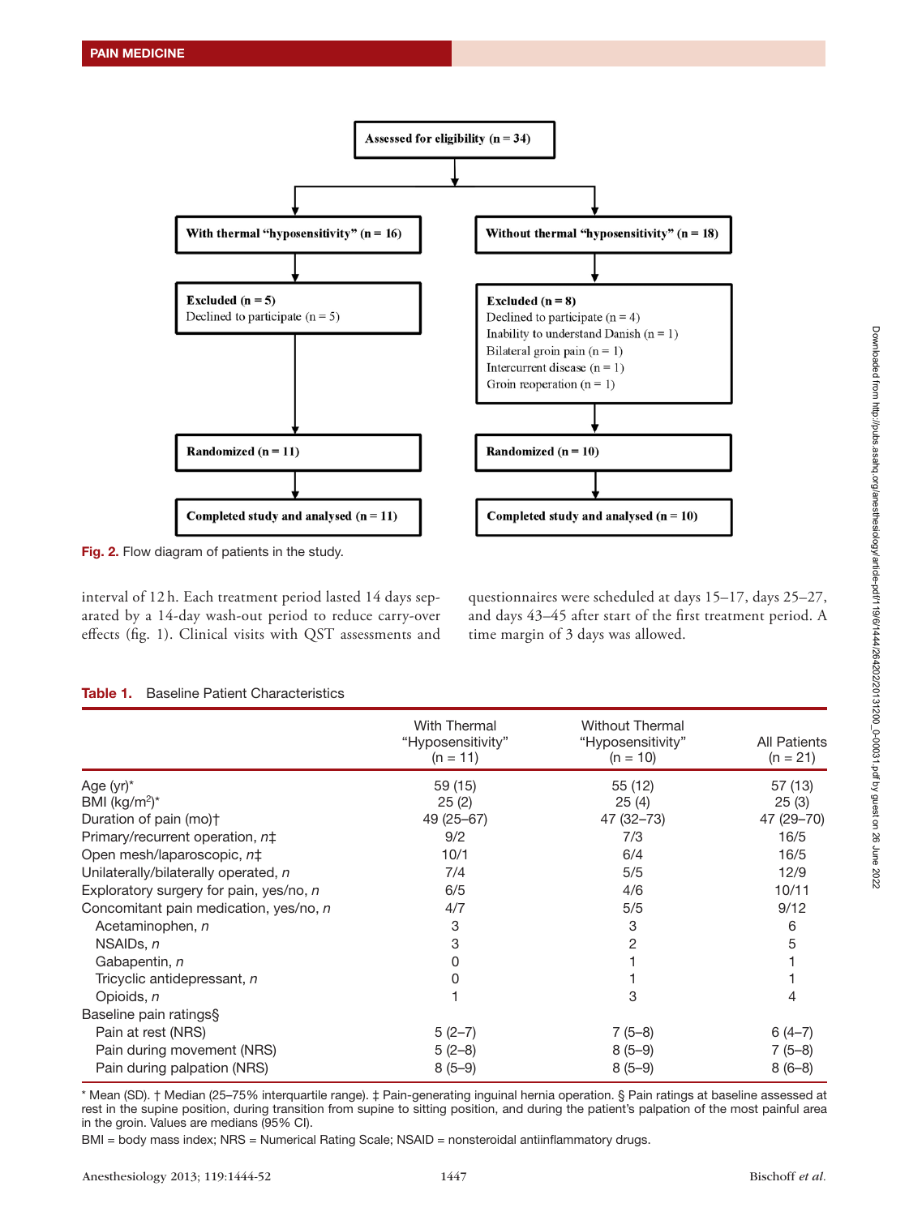Assessed for eligibility (n = 34)

With thermal "hyposensitivity" (n = 16)

Excluded (n = 5)
Declined to participate (n = 5)

Randomized (n = 11)

Completed study and analysed (n = 11)

Without thermal "hyposensitivity" (n = 18)

Excluded (n = 8)
Declined to participate (n = 4)
Inability to understand Danish (n = 1)
Bilateral groin pain (n = 1)
Intercurrent disease (n = 1)
Groin reoperation (n = 1)

Randomized (n = 10)

Completed study and analysed (n = 10)

**Fig. 2.** Flow diagram of patients in the study.

interval of 12 h. Each treatment period lasted 14 days separated by a 14-day wash-out period to reduce carry-over effects (fig. 1). Clinical visits with QST assessments and questionnaires were scheduled at days 15–17, days 25–27, and days 43–45 after start of the first treatment period. A time margin of 3 days was allowed.

**Table 1.** Baseline Patient Characteristics

| | With Thermal "Hyposensitivity" (n = 11) | Without Thermal "Hyposensitivity" (n = 10) | All Patients (n = 21) |
|---|---|---|---|
| Age (yr)* | 59 (15) | 55 (12) | 57 (13) |
| BMI (kg/m$^2$)* | 25 (2) | 25 (4) | 25 (3) |
| Duration of pain (mo)† | 49 (25–67) | 47 (32–73) | 47 (29–70) |
| Primary/recurrent operation, *n*‡ | 9/2 | 7/3 | 16/5 |
| Open mesh/laparoscopic, *n*‡ | 10/1 | 6/4 | 16/5 |
| Unilaterally/bilaterally operated, *n* | 7/4 | 5/5 | 12/9 |
| Exploratory surgery for pain, yes/no, *n* | 6/5 | 4/6 | 10/11 |
| Concomitant pain medication, yes/no, *n* | 4/7 | 5/5 | 9/12 |
| Acetaminophen, *n* | 3 | 3 | 6 |
| NSAIDs, *n* | 3 | 2 | 5 |
| Gabapentin, *n* | 0 | 1 | 1 |
| Tricyclic antidepressant, *n* | 0 | 1 | 1 |
| Opioids, *n* | 1 | 3 | 4 |
| Baseline pain ratings§ | | | |
| Pain at rest (NRS) | 5 (2–7) | 7 (5–8) | 6 (4–7) |
| Pain during movement (NRS) | 5 (2–8) | 8 (5–9) | 7 (5–8) |
| Pain during palpation (NRS) | 8 (5–9) | 8 (5–9) | 8 (6–8) |

* Mean (SD). † Median (25–75% interquartile range). ‡ Pain-generating inguinal hernia operation. § Pain ratings at baseline assessed at rest in the supine position, during transition from supine to sitting position, and during the patient's palpation of the most painful area in the groin. Values are medians (95% CI).

BMI = body mass index; NRS = Numerical Rating Scale; NSAID = nonsteroidal antiinflammatory drugs.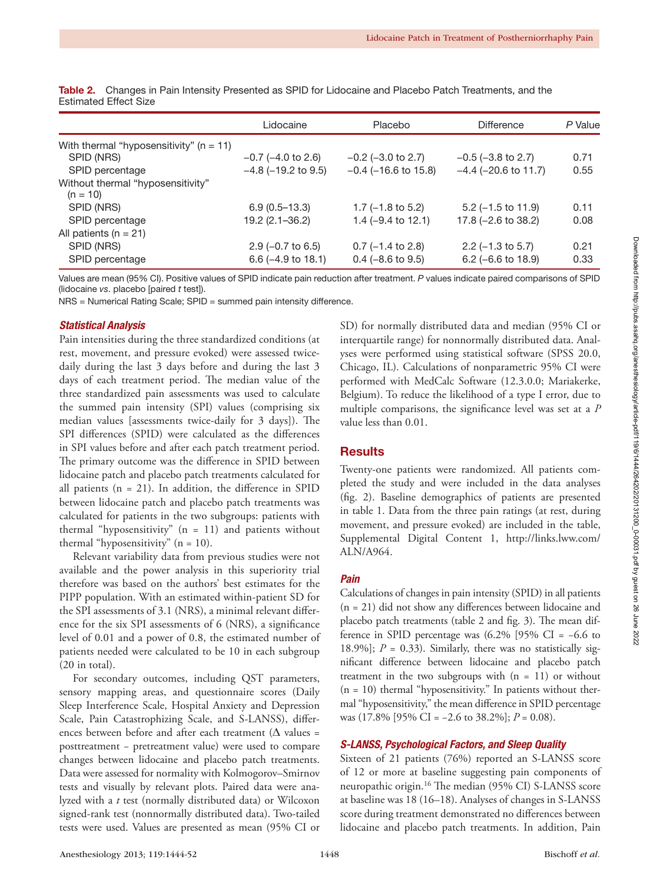**Table 2.** Changes in Pain Intensity Presented as SPID for Lidocaine and Placebo Patch Treatments, and the Estimated Effect Size

| | Lidocaine | Placebo | Difference | *P* Value |
|---|---|---|---|---|
| With thermal "hyposensitivity" (n = 11) | | | | |
| SPID (NRS) | −0.7 (−4.0 to 2.6) | −0.2 (−3.0 to 2.7) | −0.5 (−3.8 to 2.7) | 0.71 |
| SPID percentage | −4.8 (−19.2 to 9.5) | −0.4 (−16.6 to 15.8) | −4.4 (−20.6 to 11.7) | 0.55 |
| Without thermal "hyposensitivity" (n = 10) | | | | |
| SPID (NRS) | 6.9 (0.5–13.3) | 1.7 (−1.8 to 5.2) | 5.2 (−1.5 to 11.9) | 0.11 |
| SPID percentage | 19.2 (2.1–36.2) | 1.4 (−9.4 to 12.1) | 17.8 (−2.6 to 38.2) | 0.08 |
| All patients (n = 21) | | | | |
| SPID (NRS) | 2.9 (−0.7 to 6.5) | 0.7 (−1.4 to 2.8) | 2.2 (−1.3 to 5.7) | 0.21 |
| SPID percentage | 6.6 (−4.9 to 18.1) | 0.4 (−8.6 to 9.5) | 6.2 (−6.6 to 18.9) | 0.33 |

Values are mean (95% CI). Positive values of SPID indicate pain reduction after treatment. *P* values indicate paired comparisons of SPID (lidocaine *vs.* placebo [paired *t* test]).

NRS = Numerical Rating Scale; SPID = summed pain intensity difference.

### *Statistical Analysis*

Pain intensities during the three standardized conditions (at rest, movement, and pressure evoked) were assessed twice-daily during the last 3 days before and during the last 3 days of each treatment period. The median value of the three standardized pain assessments was used to calculate the summed pain intensity (SPI) values (comprising six median values [assessments twice-daily for 3 days]). The SPI differences (SPID) were calculated as the differences in SPI values before and after each patch treatment period. The primary outcome was the difference in SPID between lidocaine patch and placebo patch treatments calculated for all patients (n = 21). In addition, the difference in SPID between lidocaine patch and placebo patch treatments was calculated for patients in the two subgroups: patients with thermal "hyposensitivity" (n = 11) and patients without thermal "hyposensitivity" (n = 10).

Relevant variability data from previous studies were not available and the power analysis in this superiority trial therefore was based on the authors' best estimates for the PIPP population. With an estimated within-patient SD for the SPI assessments of 3.1 (NRS), a minimal relevant difference for the six SPI assessments of 6 (NRS), a significance level of 0.01 and a power of 0.8, the estimated number of patients needed were calculated to be 10 in each subgroup (20 in total).

For secondary outcomes, including QST parameters, sensory mapping areas, and questionnaire scores (Daily Sleep Interference Scale, Hospital Anxiety and Depression Scale, Pain Catastrophizing Scale, and S-LANSS), differences between before and after each treatment (Δ values = posttreatment − pretreatment value) were used to compare changes between lidocaine and placebo patch treatments. Data were assessed for normality with Kolmogorov–Smirnov tests and visually by relevant plots. Paired data were analyzed with a *t* test (normally distributed data) or Wilcoxon signed-rank test (nonnormally distributed data). Two-tailed tests were used. Values are presented as mean (95% CI or SD) for normally distributed data and median (95% CI or interquartile range) for nonnormally distributed data. Analyses were performed using statistical software (SPSS 20.0, Chicago, IL). Calculations of nonparametric 95% CI were performed with MedCalc Software (12.3.0.0; Mariakerke, Belgium). To reduce the likelihood of a type I error, due to multiple comparisons, the significance level was set at a *P* value less than 0.01.

## Results

Twenty-one patients were randomized. All patients completed the study and were included in the data analyses (fig. 2). Baseline demographics of patients are presented in table 1. Data from the three pain ratings (at rest, during movement, and pressure evoked) are included in the table, Supplemental Digital Content 1, http://links.lww.com/ALN/A964.

### *Pain*

Calculations of changes in pain intensity (SPID) in all patients (n = 21) did not show any differences between lidocaine and placebo patch treatments (table 2 and fig. 3). The mean difference in SPID percentage was (6.2% [95% CI = −6.6 to 18.9%]; *P* = 0.33). Similarly, there was no statistically significant difference between lidocaine and placebo patch treatment in the two subgroups with (n = 11) or without (n = 10) thermal "hyposensitivity." In patients without thermal "hyposensitivity," the mean difference in SPID percentage was (17.8% [95% CI = −2.6 to 38.2%]; *P* = 0.08).

### *S-LANSS, Psychological Factors, and Sleep Quality*

Sixteen of 21 patients (76%) reported an S-LANSS score of 12 or more at baseline suggesting pain components of neuropathic origin.[16] The median (95% CI) S-LANSS score at baseline was 18 (16–18). Analyses of changes in S-LANSS score during treatment demonstrated no differences between lidocaine and placebo patch treatments. In addition, Pain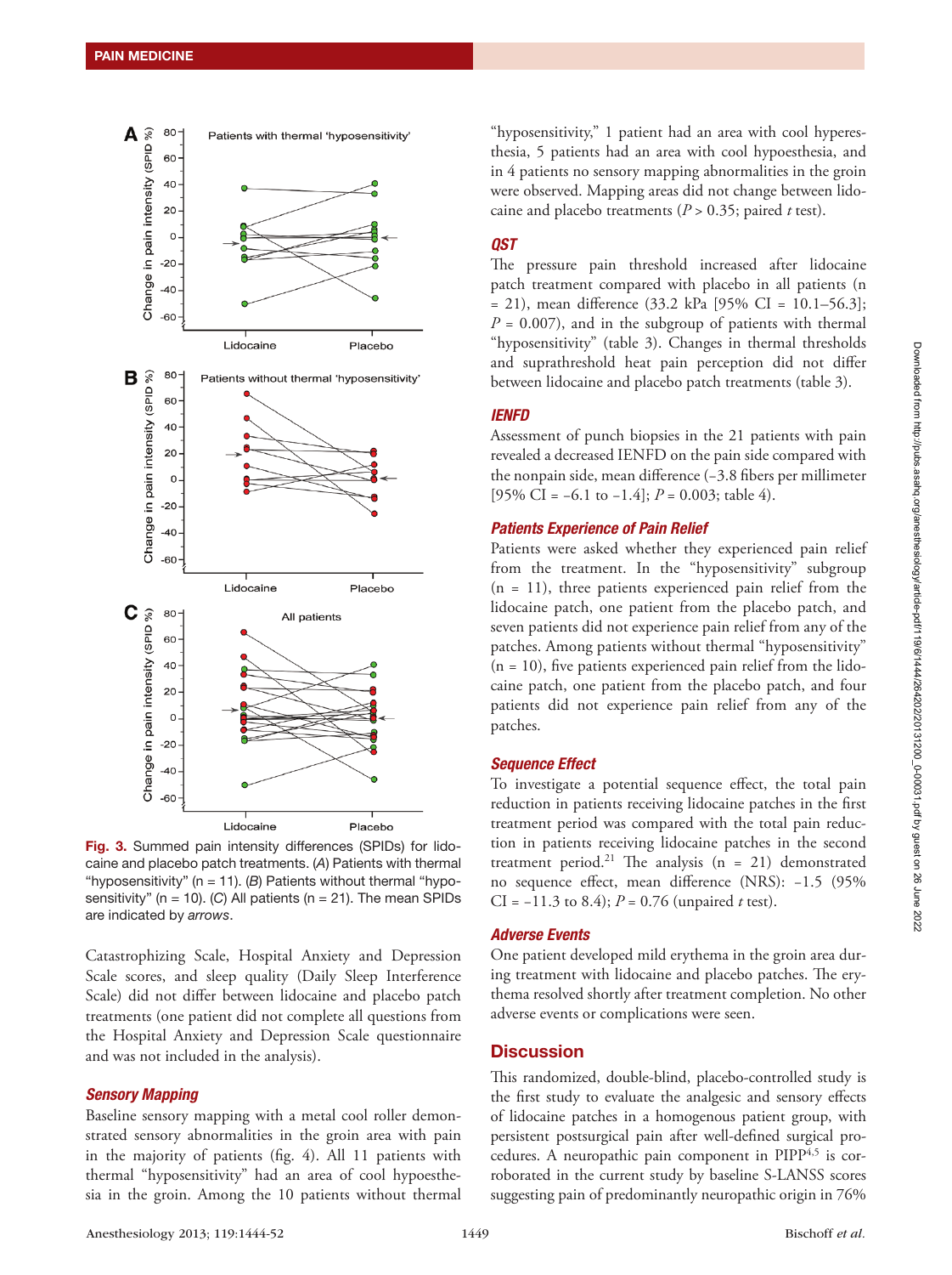Fig. 3. Summed pain intensity differences (SPIDs) for lidocaine and placebo patch treatments. (*A*) Patients with thermal "hyposensitivity" (n = 11). (*B*) Patients without thermal "hyposensitivity" (n = 10). (*C*) All patients (n = 21). The mean SPIDs are indicated by *arrows*.

Catastrophizing Scale, Hospital Anxiety and Depression Scale scores, and sleep quality (Daily Sleep Interference Scale) did not differ between lidocaine and placebo patch treatments (one patient did not complete all questions from the Hospital Anxiety and Depression Scale questionnaire and was not included in the analysis).

### *Sensory Mapping*

Baseline sensory mapping with a metal cool roller demonstrated sensory abnormalities in the groin area with pain in the majority of patients (fig. 4). All 11 patients with thermal "hyposensitivity" had an area of cool hypoesthesia in the groin. Among the 10 patients without thermal "hyposensitivity," 1 patient had an area with cool hyperesthesia, 5 patients had an area with cool hypoesthesia, and in 4 patients no sensory mapping abnormalities in the groin were observed. Mapping areas did not change between lidocaine and placebo treatments ($P > 0.35$; paired *t* test).

### *QST*

The pressure pain threshold increased after lidocaine patch treatment compared with placebo in all patients (n = 21), mean difference (33.2 kPa [95% CI = 10.1–56.3]; $P = 0.007$), and in the subgroup of patients with thermal "hyposensitivity" (table 3). Changes in thermal thresholds and suprathreshold heat pain perception did not differ between lidocaine and placebo patch treatments (table 3).

### *IENFD*

Assessment of punch biopsies in the 21 patients with pain revealed a decreased IENFD on the pain side compared with the nonpain side, mean difference (−3.8 fibers per millimeter [95% CI = −6.1 to −1.4]; $P = 0.003$; table 4).

### *Patients Experience of Pain Relief*

Patients were asked whether they experienced pain relief from the treatment. In the "hyposensitivity" subgroup (n = 11), three patients experienced pain relief from the lidocaine patch, one patient from the placebo patch, and seven patients did not experience pain relief from any of the patches. Among patients without thermal "hyposensitivity" (n = 10), five patients experienced pain relief from the lidocaine patch, one patient from the placebo patch, and four patients did not experience pain relief from any of the patches.

### *Sequence Effect*

To investigate a potential sequence effect, the total pain reduction in patients receiving lidocaine patches in the first treatment period was compared with the total pain reduction in patients receiving lidocaine patches in the second treatment period.[21] The analysis (n = 21) demonstrated no sequence effect, mean difference (NRS): −1.5 (95% CI = −11.3 to 8.4); $P = 0.76$ (unpaired *t* test).

### *Adverse Events*

One patient developed mild erythema in the groin area during treatment with lidocaine and placebo patches. The erythema resolved shortly after treatment completion. No other adverse events or complications were seen.

## Discussion

This randomized, double-blind, placebo-controlled study is the first study to evaluate the analgesic and sensory effects of lidocaine patches in a homogenous patient group, with persistent postsurgical pain after well-defined surgical procedures. A neuropathic pain component in PIPP[4,5] is corroborated in the current study by baseline S-LANSS scores suggesting pain of predominantly neuropathic origin in 76%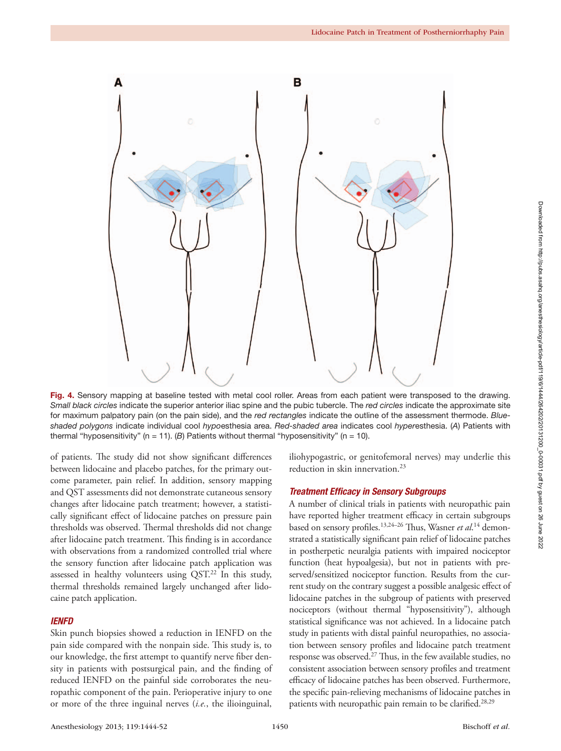**Fig. 4.** Sensory mapping at baseline tested with metal cool roller. Areas from each patient were transposed to the drawing. *Small black circles* indicate the superior anterior iliac spine and the pubic tubercle. The *red circles* indicate the approximate site for maximum palpatory pain (on the pain side), and the *red rectangles* indicate the outline of the assessment thermode. *Blue-shaded polygons* indicate individual cool *hypo*esthesia area. *Red-shaded area* indicates cool *hyper*esthesia. (*A*) Patients with thermal "hyposensitivity" (n = 11). (*B*) Patients without thermal "hyposensitivity" (n = 10).

of patients. The study did not show significant differences between lidocaine and placebo patches, for the primary outcome parameter, pain relief. In addition, sensory mapping and QST assessments did not demonstrate cutaneous sensory changes after lidocaine patch treatment; however, a statistically significant effect of lidocaine patches on pressure pain thresholds was observed. Thermal thresholds did not change after lidocaine patch treatment. This finding is in accordance with observations from a randomized controlled trial where the sensory function after lidocaine patch application was assessed in healthy volunteers using QST.[22] In this study, thermal thresholds remained largely unchanged after lidocaine patch application.

### *IENFD*

Skin punch biopsies showed a reduction in IENFD on the pain side compared with the nonpain side. This study is, to our knowledge, the first attempt to quantify nerve fiber density in patients with postsurgical pain, and the finding of reduced IENFD on the painful side corroborates the neuropathic component of the pain. Perioperative injury to one or more of the three inguinal nerves (*i.e.*, the ilioinguinal, iliohypogastric, or genitofemoral nerves) may underlie this reduction in skin innervation.[23]

### *Treatment Efficacy in Sensory Subgroups*

A number of clinical trials in patients with neuropathic pain have reported higher treatment efficacy in certain subgroups based on sensory profiles.[13,24–26] Thus, Wasner *et al.*[14] demonstrated a statistically significant pain relief of lidocaine patches in postherpetic neuralgia patients with impaired nociceptor function (heat hypoalgesia), but not in patients with preserved/sensitized nociceptor function. Results from the current study on the contrary suggest a possible analgesic effect of lidocaine patches in the subgroup of patients with preserved nociceptors (without thermal "hyposensitivity"), although statistical significance was not achieved. In a lidocaine patch study in patients with distal painful neuropathies, no association between sensory profiles and lidocaine patch treatment response was observed.[27] Thus, in the few available studies, no consistent association between sensory profiles and treatment efficacy of lidocaine patches has been observed. Furthermore, the specific pain-relieving mechanisms of lidocaine patches in patients with neuropathic pain remain to be clarified.[28,29]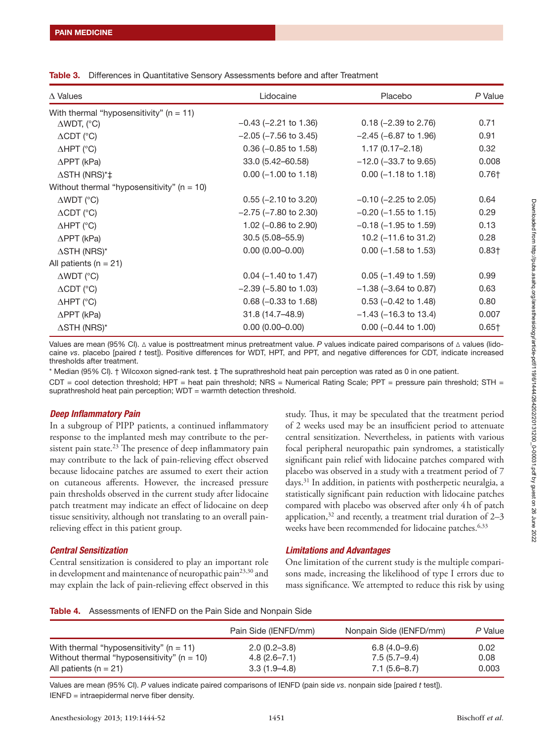**Table 3.** Differences in Quantitative Sensory Assessments before and after Treatment

| Δ Values | Lidocaine | Placebo | *P* Value |
|---|---|---|---|
| With thermal "hyposensitivity" (n = 11) | | | |
| ΔWDT, (°C) | −0.43 (−2.21 to 1.36) | 0.18 (−2.39 to 2.76) | 0.71 |
| ΔCDT (°C) | −2.05 (−7.56 to 3.45) | −2.45 (−6.87 to 1.96) | 0.91 |
| ΔHPT (°C) | 0.36 (−0.85 to 1.58) | 1.17 (0.17–2.18) | 0.32 |
| ΔPPT (kPa) | 33.0 (5.42–60.58) | −12.0 (−33.7 to 9.65) | 0.008 |
| ΔSTH (NRS)*‡ | 0.00 (−1.00 to 1.18) | 0.00 (−1.18 to 1.18) | 0.76† |
| Without thermal "hyposensitivity" (n = 10) | | | |
| ΔWDT (°C) | 0.55 (−2.10 to 3.20) | −0.10 (−2.25 to 2.05) | 0.64 |
| ΔCDT (°C) | −2.75 (−7.80 to 2.30) | −0.20 (−1.55 to 1.15) | 0.29 |
| ΔHPT (°C) | 1.02 (−0.86 to 2.90) | −0.18 (−1.95 to 1.59) | 0.13 |
| ΔPPT (kPa) | 30.5 (5.08–55.9) | 10.2 (−11.6 to 31.2) | 0.28 |
| ΔSTH (NRS)* | 0.00 (0.00–0.00) | 0.00 (−1.58 to 1.53) | 0.83† |
| All patients (n = 21) | | | |
| ΔWDT (°C) | 0.04 (−1.40 to 1.47) | 0.05 (−1.49 to 1.59) | 0.99 |
| ΔCDT (°C) | −2.39 (−5.80 to 1.03) | −1.38 (−3.64 to 0.87) | 0.63 |
| ΔHPT (°C) | 0.68 (−0.33 to 1.68) | 0.53 (−0.42 to 1.48) | 0.80 |
| ΔPPT (kPa) | 31.8 (14.7–48.9) | −1.43 (−16.3 to 13.4) | 0.007 |
| ΔSTH (NRS)* | 0.00 (0.00–0.00) | 0.00 (−0.44 to 1.00) | 0.65† |

Values are mean (95% CI). Δ value is posttreatment minus pretreatment value. *P* values indicate paired comparisons of Δ values (lidocaine *vs.* placebo [paired *t* test]). Positive differences for WDT, HPT, and PPT, and negative differences for CDT, indicate increased thresholds after treatment.

* Median (95% CI). † Wilcoxon signed-rank test. ‡ The suprathreshold heat pain perception was rated as 0 in one patient.

CDT = cool detection threshold; HPT = heat pain threshold; NRS = Numerical Rating Scale; PPT = pressure pain threshold; STH = suprathreshold heat pain perception; WDT = warmth detection threshold.

### *Deep Inflammatory Pain*

In a subgroup of PIPP patients, a continued inflammatory response to the implanted mesh may contribute to the persistent pain state.[23] The presence of deep inflammatory pain may contribute to the lack of pain-relieving effect observed because lidocaine patches are assumed to exert their action on cutaneous afferents. However, the increased pressure pain thresholds observed in the current study after lidocaine patch treatment may indicate an effect of lidocaine on deep tissue sensitivity, although not translating to an overall pain-relieving effect in this patient group.

### *Central Sensitization*

Central sensitization is considered to play an important role in development and maintenance of neuropathic pain[23,30] and may explain the lack of pain-relieving effect observed in this study. Thus, it may be speculated that the treatment period of 2 weeks used may be an insufficient period to attenuate central sensitization. Nevertheless, in patients with various focal peripheral neuropathic pain syndromes, a statistically significant pain relief with lidocaine patches compared with placebo was observed in a study with a treatment period of 7 days.[31] In addition, in patients with postherpetic neuralgia, a statistically significant pain reduction with lidocaine patches compared with placebo was observed after only 4 h of patch application,[32] and recently, a treatment trial duration of 2–3 weeks have been recommended for lidocaine patches.[6,33]

### *Limitations and Advantages*

One limitation of the current study is the multiple comparisons made, increasing the likelihood of type I errors due to mass significance. We attempted to reduce this risk by using

**Table 4.** Assessments of IENFD on the Pain Side and Nonpain Side

| | Pain Side (IENFD/mm) | Nonpain Side (IENFD/mm) | *P* Value |
|---|---|---|---|
| With thermal "hyposensitivity" (n = 11) | 2.0 (0.2–3.8) | 6.8 (4.0–9.6) | 0.02 |
| Without thermal "hyposensitivity" (n = 10) | 4.8 (2.6–7.1) | 7.5 (5.7–9.4) | 0.08 |
| All patients (n = 21) | 3.3 (1.9–4.8) | 7.1 (5.6–8.7) | 0.003 |

Values are mean (95% CI). *P* values indicate paired comparisons of IENFD (pain side *vs.* nonpain side [paired *t* test]).
IENFD = intraepidermal nerve fiber density.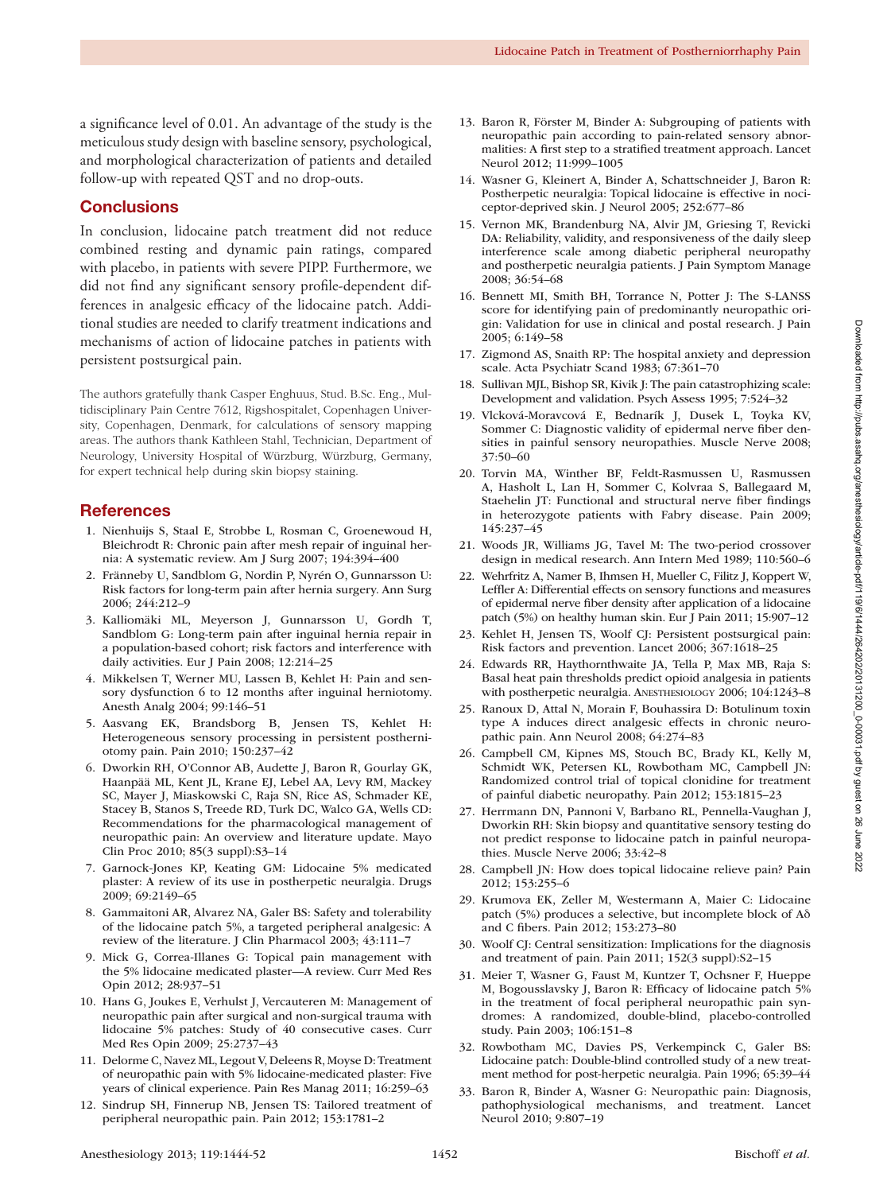a significance level of 0.01. An advantage of the study is the meticulous study design with baseline sensory, psychological, and morphological characterization of patients and detailed follow-up with repeated QST and no drop-outs.

## Conclusions

In conclusion, lidocaine patch treatment did not reduce combined resting and dynamic pain ratings, compared with placebo, in patients with severe PIPP. Furthermore, we did not find any significant sensory profile-dependent differences in analgesic efficacy of the lidocaine patch. Additional studies are needed to clarify treatment indications and mechanisms of action of lidocaine patches in patients with persistent postsurgical pain.

The authors gratefully thank Casper Enghuus, Stud. B.Sc. Eng., Multidisciplinary Pain Centre 7612, Rigshospitalet, Copenhagen University, Copenhagen, Denmark, for calculations of sensory mapping areas. The authors thank Kathleen Stahl, Technician, Department of Neurology, University Hospital of Würzburg, Würzburg, Germany, for expert technical help during skin biopsy staining.

## References

1. Nienhuijs S, Staal E, Strobbe L, Rosman C, Groenewoud H, Bleichrodt R: Chronic pain after mesh repair of inguinal hernia: A systematic review. Am J Surg 2007; 194:394–400
2. Fränneby U, Sandblom G, Nordin P, Nyrén O, Gunnarsson U: Risk factors for long-term pain after hernia surgery. Ann Surg 2006; 244:212–9
3. Kalliomäki ML, Meyerson J, Gunnarsson U, Gordh T, Sandblom G: Long-term pain after inguinal hernia repair in a population-based cohort; risk factors and interference with daily activities. Eur J Pain 2008; 12:214–25
4. Mikkelsen T, Werner MU, Lassen B, Kehlet H: Pain and sensory dysfunction 6 to 12 months after inguinal herniotomy. Anesth Analg 2004; 99:146–51
5. Aasvang EK, Brandsborg B, Jensen TS, Kehlet H: Heterogeneous sensory processing in persistent postherniotomy pain. Pain 2010; 150:237–42
6. Dworkin RH, O'Connor AB, Audette J, Baron R, Gourlay GK, Haanpää ML, Kent JL, Krane EJ, Lebel AA, Levy RM, Mackey SC, Mayer J, Miaskowski C, Raja SN, Rice AS, Schmader KE, Stacey B, Stanos S, Treede RD, Turk DC, Walco GA, Wells CD: Recommendations for the pharmacological management of neuropathic pain: An overview and literature update. Mayo Clin Proc 2010; 85(3 suppl):S3–14
7. Garnock-Jones KP, Keating GM: Lidocaine 5% medicated plaster: A review of its use in postherpetic neuralgia. Drugs 2009; 69:2149–65
8. Gammaitoni AR, Alvarez NA, Galer BS: Safety and tolerability of the lidocaine patch 5%, a targeted peripheral analgesic: A review of the literature. J Clin Pharmacol 2003; 43:111–7
9. Mick G, Correa-Illanes G: Topical pain management with the 5% lidocaine medicated plaster—A review. Curr Med Res Opin 2012; 28:937–51
10. Hans G, Joukes E, Verhulst J, Vercauteren M: Management of neuropathic pain after surgical and non-surgical trauma with lidocaine 5% patches: Study of 40 consecutive cases. Curr Med Res Opin 2009; 25:2737–43
11. Delorme C, Navez ML, Legout V, Deleens R, Moyse D: Treatment of neuropathic pain with 5% lidocaine-medicated plaster: Five years of clinical experience. Pain Res Manag 2011; 16:259–63
12. Sindrup SH, Finnerup NB, Jensen TS: Tailored treatment of peripheral neuropathic pain. Pain 2012; 153:1781–2
13. Baron R, Förster M, Binder A: Subgrouping of patients with neuropathic pain according to pain-related sensory abnormalities: A first step to a stratified treatment approach. Lancet Neurol 2012; 11:999–1005
14. Wasner G, Kleinert A, Binder A, Schattschneider J, Baron R: Postherpetic neuralgia: Topical lidocaine is effective in nociceptor-deprived skin. J Neurol 2005; 252:677–86
15. Vernon MK, Brandenburg NA, Alvir JM, Griesing T, Revicki DA: Reliability, validity, and responsiveness of the daily sleep interference scale among diabetic peripheral neuropathy and postherpetic neuralgia patients. J Pain Symptom Manage 2008; 36:54–68
16. Bennett MI, Smith BH, Torrance N, Potter J: The S-LANSS score for identifying pain of predominantly neuropathic origin: Validation for use in clinical and postal research. J Pain 2005; 6:149–58
17. Zigmond AS, Snaith RP: The hospital anxiety and depression scale. Acta Psychiatr Scand 1983; 67:361–70
18. Sullivan MJL, Bishop SR, Kivik J: The pain catastrophizing scale: Development and validation. Psych Assess 1995; 7:524–32
19. Vlcková-Moravcová E, Bednarík J, Dusek L, Toyka KV, Sommer C: Diagnostic validity of epidermal nerve fiber densities in painful sensory neuropathies. Muscle Nerve 2008; 37:50–60
20. Torvin MA, Winther BF, Feldt-Rasmussen U, Rasmussen A, Hasholt L, Lan H, Sommer C, Kolvraa S, Ballegaard M, Staehelin JT: Functional and structural nerve fiber findings in heterozygote patients with Fabry disease. Pain 2009; 145:237–45
21. Woods JR, Williams JG, Tavel M: The two-period crossover design in medical research. Ann Intern Med 1989; 110:560–6
22. Wehrfritz A, Namer B, Ihmsen H, Mueller C, Filitz J, Koppert W, Leffler A: Differential effects on sensory functions and measures of epidermal nerve fiber density after application of a lidocaine patch (5%) on healthy human skin. Eur J Pain 2011; 15:907–12
23. Kehlet H, Jensen TS, Woolf CJ: Persistent postsurgical pain: Risk factors and prevention. Lancet 2006; 367:1618–25
24. Edwards RR, Haythornthwaite JA, Tella P, Max MB, Raja S: Basal heat pain thresholds predict opioid analgesia in patients with postherpetic neuralgia. Anesthesiology 2006; 104:1243–8
25. Ranoux D, Attal N, Morain F, Bouhassira D: Botulinum toxin type A induces direct analgesic effects in chronic neuropathic pain. Ann Neurol 2008; 64:274–83
26. Campbell CM, Kipnes MS, Stouch BC, Brady KL, Kelly M, Schmidt WK, Petersen KL, Rowbotham MC, Campbell JN: Randomized control trial of topical clonidine for treatment of painful diabetic neuropathy. Pain 2012; 153:1815–23
27. Herrmann DN, Pannoni V, Barbano RL, Pennella-Vaughan J, Dworkin RH: Skin biopsy and quantitative sensory testing do not predict response to lidocaine patch in painful neuropathies. Muscle Nerve 2006; 33:42–8
28. Campbell JN: How does topical lidocaine relieve pain? Pain 2012; 153:255–6
29. Krumova EK, Zeller M, Westermann A, Maier C: Lidocaine patch (5%) produces a selective, but incomplete block of Aδ and C fibers. Pain 2012; 153:273–80
30. Woolf CJ: Central sensitization: Implications for the diagnosis and treatment of pain. Pain 2011; 152(3 suppl):S2–15
31. Meier T, Wasner G, Faust M, Kuntzer T, Ochsner F, Hueppe M, Bogousslavsky J, Baron R: Efficacy of lidocaine patch 5% in the treatment of focal peripheral neuropathic pain syndromes: A randomized, double-blind, placebo-controlled study. Pain 2003; 106:151–8
32. Rowbotham MC, Davies PS, Verkempinck C, Galer BS: Lidocaine patch: Double-blind controlled study of a new treatment method for post-herpetic neuralgia. Pain 1996; 65:39–44
33. Baron R, Binder A, Wasner G: Neuropathic pain: Diagnosis, pathophysiological mechanisms, and treatment. Lancet Neurol 2010; 9:807–19